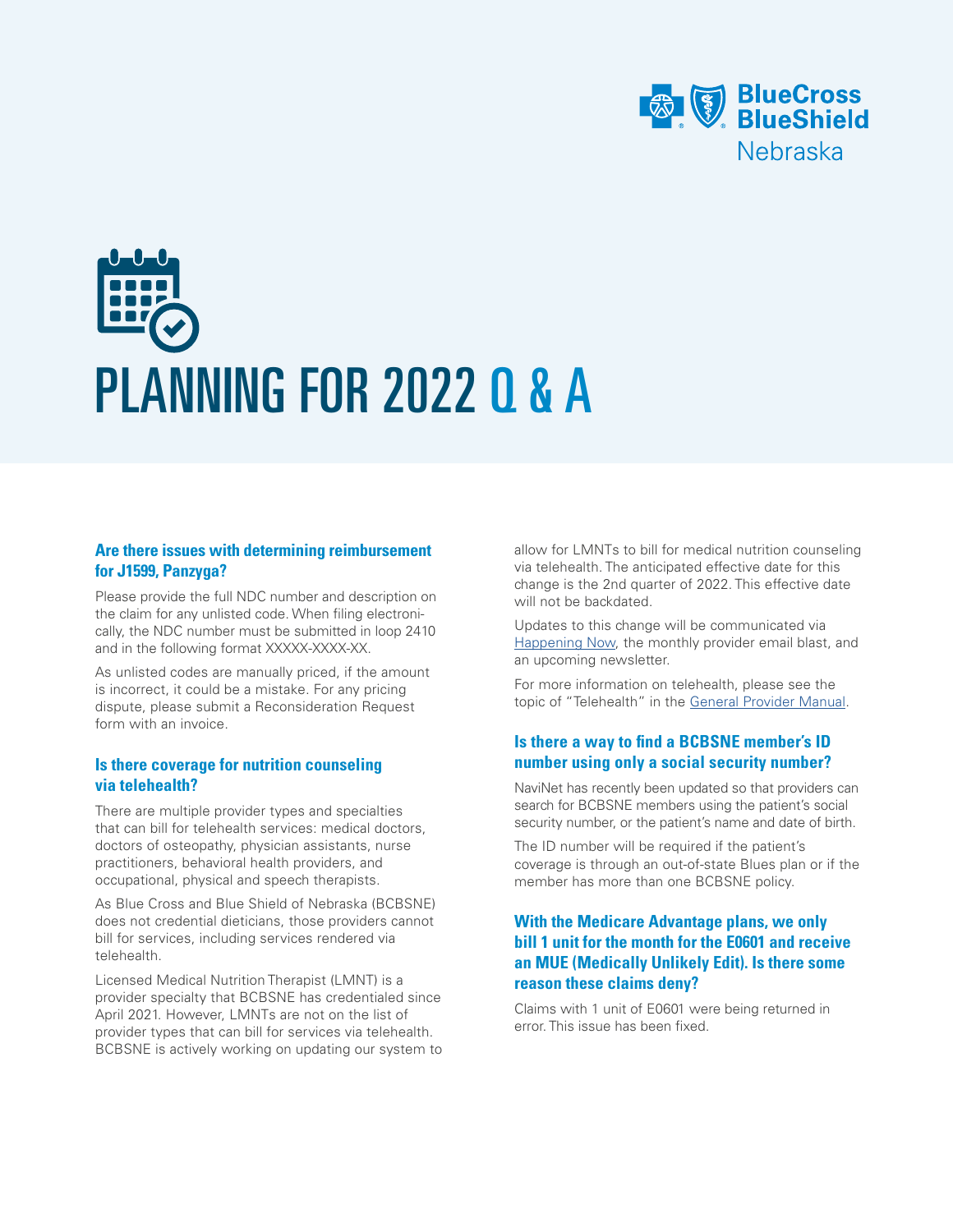# PLANNING FOR 2022 Q & A

### Are there issues with determining reimbursement for J1599, Panzyga?

Please provide the full NDC number and description on the claim for any unlisted code. When filing electronically, the NDC number must be submitted in loop 2410 and in the following format XXXXX-XXXX-XX.

As unlisted codes are manually priced, if the amount is incorrect, it could be a mistake. For any pricing dispute, please submit a Reconsideration Request form with an invoice.

### Is there coverage for nutrition counseling via telehealth?

There are multiple provider types and specialties that can bill for telehealth services: medical doctors, doctors of osteopathy, physician assistants, nurse practitioners, behavioral health providers, and occupational, physical and speech therapists.

As Blue Cross and Blue Shield of Nebraska (BCBSNE) does not credential dieticians, those providers cannot bill for services, including services rendered via telehealth.

Licensed Medical Nutrition Therapist (LMNT) is a provider specialty that BCBSNE has credentialed since April 2021. However, LMNTs are not on the list of provider types that can bill for services via telehealth. BCBSNE is actively working on updating our system to allow for LMNTs to bill for medical nutrition counseling via telehealth. The anticipated effective date for this change is the 2nd quarter of 2022. This effective date will not be backdated.

Updates to this change will be communicated via Happening Now, the monthly provider email blast, and an upcoming newsletter.

For more information on telehealth, please see the topic of "Telehealth" in the General Provider Manual.

### Is there a way to find a BCBSNE member's ID number using only a social security number?

NaviNet has recently been updated so that providers can search for BCBSNE members using the patient's social security number, or the patient's name and date of birth.

The ID number will be required if the patient's coverage is through an out-of-state Blues plan or if the member has more than one BCBSNE policy.

### With the Medicare Advantage plans, we only bill 1 unit for the month for the E0601 and receive an MUE (Medically Unlikely Edit). Is there some reason these claims deny?

Claims with 1 unit of E0601 were being returned in error. This issue has been fixed.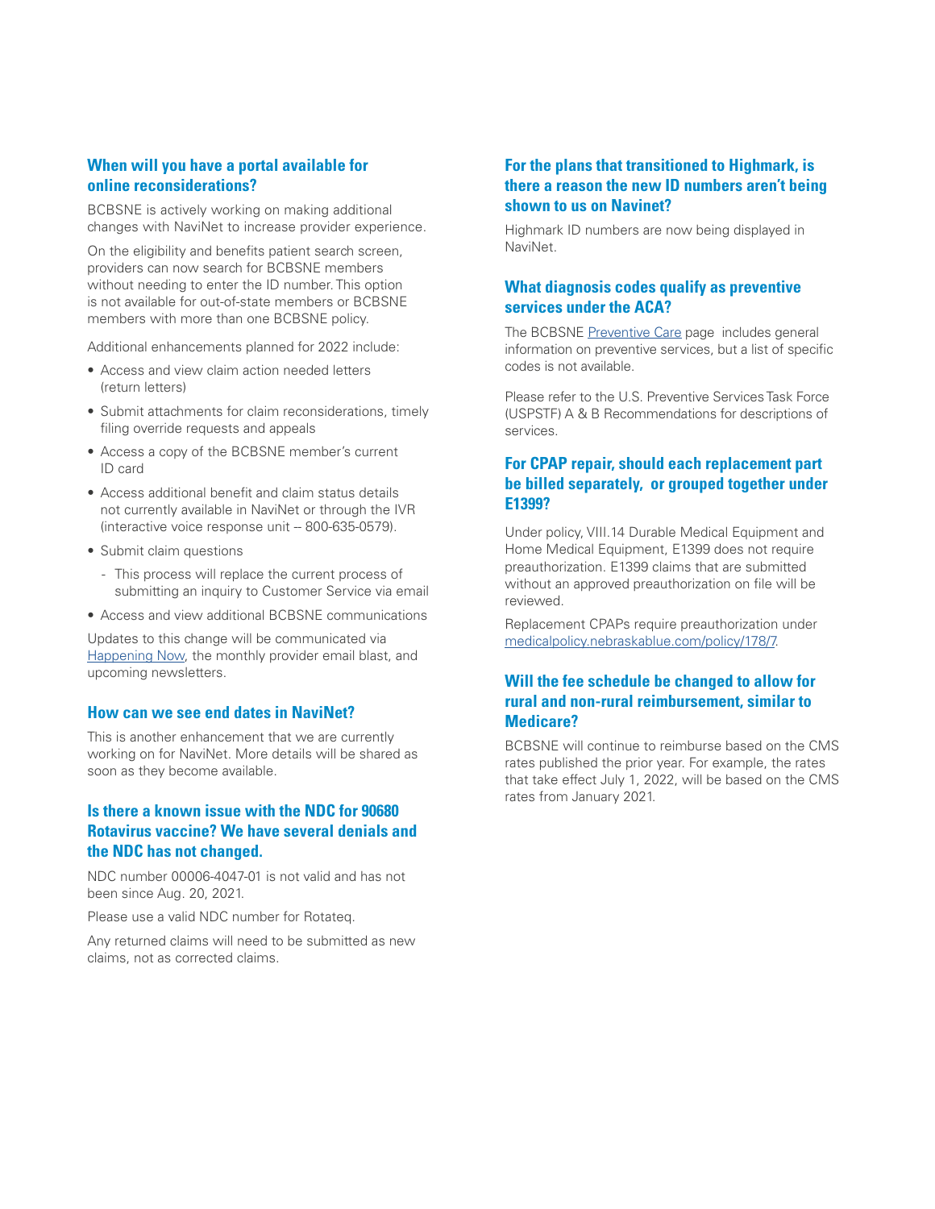### When will you have a portal available for online reconsiderations?

BCBSNE is actively working on making additional changes with NaviNet to increase provider experience.

On the eligibility and benefits patient search screen, providers can now search for BCBSNE members without needing to enter the ID number. This option is not available for out-of-state members or BCBSNE members with more than one BCBSNE policy.

Additional enhancements planned for 2022 include:

- Access and view claim action needed letters (return letters)
- Submit attachments for claim reconsiderations, timely filing override requests and appeals
- Access a copy of the BCBSNE member's current ID card
- Access additional benefit and claim status details not currently available in NaviNet or through the IVR (interactive voice response unit – 800-635-0579).
- Submit claim questions
  - This process will replace the current process of submitting an inquiry to Customer Service via email
- Access and view additional BCBSNE communications

Updates to this change will be communicated via Happening Now, the monthly provider email blast, and upcoming newsletters.

### How can we see end dates in NaviNet?

This is another enhancement that we are currently working on for NaviNet. More details will be shared as soon as they become available.

### Is there a known issue with the NDC for 90680 Rotavirus vaccine? We have several denials and the NDC has not changed.

NDC number 00006-4047-01 is not valid and has not been since Aug. 20, 2021.

Please use a valid NDC number for Rotateq.

Any returned claims will need to be submitted as new claims, not as corrected claims.

### For the plans that transitioned to Highmark, is there a reason the new ID numbers aren't being shown to us on Navinet?

Highmark ID numbers are now being displayed in NaviNet.

### What diagnosis codes qualify as preventive services under the ACA?

The BCBSNE Preventive Care page includes general information on preventive services, but a list of specific codes is not available.

Please refer to the U.S. Preventive Services Task Force (USPSTF) A & B Recommendations for descriptions of services.

### For CPAP repair, should each replacement part be billed separately, or grouped together under E1399?

Under policy, VIII.14 Durable Medical Equipment and Home Medical Equipment, E1399 does not require preauthorization. E1399 claims that are submitted without an approved preauthorization on file will be reviewed.

Replacement CPAPs require preauthorization under medicalpolicy.nebraskablue.com/policy/178/7.

### Will the fee schedule be changed to allow for rural and non-rural reimbursement, similar to Medicare?

BCBSNE will continue to reimburse based on the CMS rates published the prior year. For example, the rates that take effect July 1, 2022, will be based on the CMS rates from January 2021.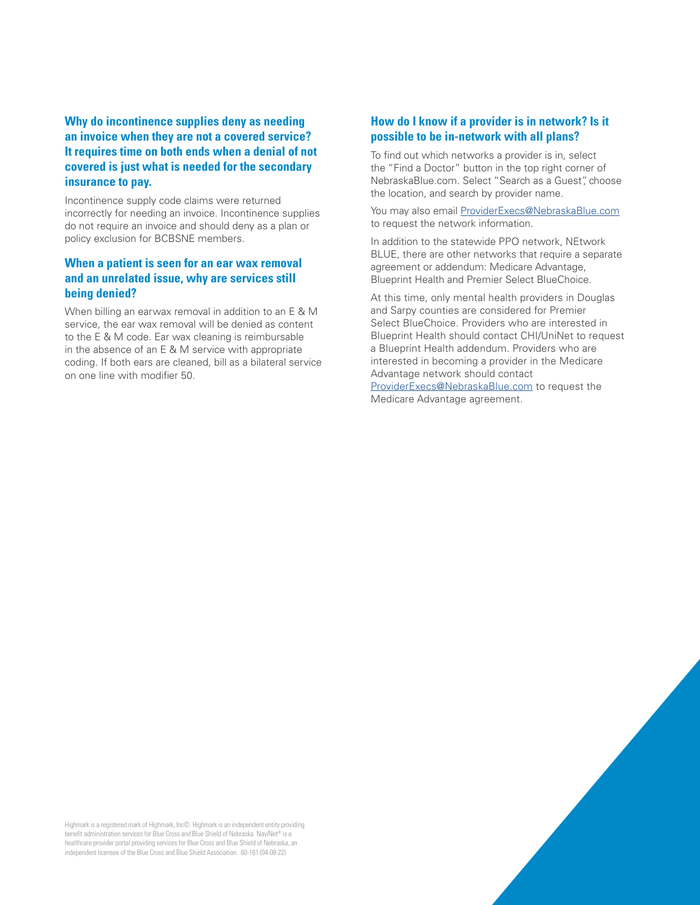### Why do incontinence supplies deny as needing an invoice when they are not a covered service? It requires time on both ends when a denial of not covered is just what is needed for the secondary insurance to pay.

Incontinence supply code claims were returned incorrectly for needing an invoice. Incontinence supplies do not require an invoice and should deny as a plan or policy exclusion for BCBSNE members.

### When a patient is seen for an ear wax removal and an unrelated issue, why are services still being denied?

When billing an earwax removal in addition to an E & M service, the ear wax removal will be denied as content to the E & M code. Ear wax cleaning is reimbursable in the absence of an E & M service with appropriate coding. If both ears are cleaned, bill as a bilateral service on one line with modifier 50.

### How do I know if a provider is in network? Is it possible to be in-network with all plans?

To find out which networks a provider is in, select the "Find a Doctor" button in the top right corner of NebraskaBlue.com. Select "Search as a Guest", choose the location, and search by provider name.

You may also email ProviderExecs@NebraskaBlue.com to request the network information.

In addition to the statewide PPO network, NEtwork BLUE, there are other networks that require a separate agreement or addendum: Medicare Advantage, Blueprint Health and Premier Select BlueChoice.

At this time, only mental health providers in Douglas and Sarpy counties are considered for Premier Select BlueChoice. Providers who are interested in Blueprint Health should contact CHI/UniNet to request a Blueprint Health addendum. Providers who are interested in becoming a provider in the Medicare Advantage network should contact ProviderExecs@NebraskaBlue.com to request the Medicare Advantage agreement.

Highmark is a registered mark of Highmark, Inc©. Highmark is an independent entity providing benefit administration services for Blue Cross and Blue Shield of Nebraska. NaviNet® is a healthcare provider portal providing services for Blue Cross and Blue Shield of Nebraska, an independent licensee of the Blue Cross and Blue Shield Association. 60-161 (04-08-22)